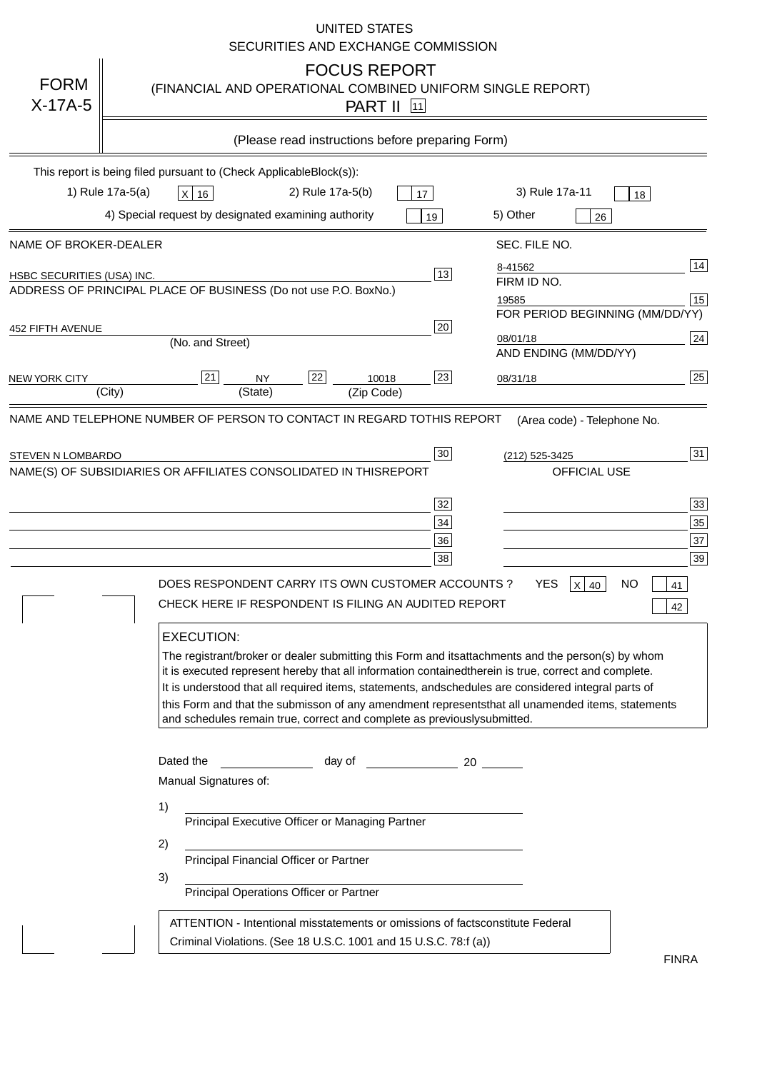UNITED STATES
SECURITIES AND EXCHANGE COMMISSION

FORM X-17A-5

# FOCUS REPORT

(FINANCIAL AND OPERATIONAL COMBINED UNIFORM SINGLE REPORT)

PART II [11]

(Please read instructions before preparing Form)

This report is being filed pursuant to (Check ApplicableBlock(s)):

1) Rule 17a-5(a) [X] 16 2) Rule 17a-5(b) [ ] 17 3) Rule 17a-11 [ ] 18

4) Special request by designated examining authority [ ] 19 5) Other [ ] 26

| NAME OF BROKER-DEALER | | SEC. FILE NO. | |
|---|---|---|---|
| HSBC SECURITIES (USA) INC. | 13 | 8-41562 | 14 |
| ADDRESS OF PRINCIPAL PLACE OF BUSINESS (Do not use P.O. BoxNo.) | | FIRM ID NO. | |
| | | 19585 | 15 |
| | | FOR PERIOD BEGINNING (MM/DD/YY) | |
| 452 FIFTH AVENUE (No. and Street) | 20 | 08/01/18 | 24 |
| | | AND ENDING (MM/DD/YY) | |
| NEW YORK CITY (City) [21] NY (State) [22] 10018 (Zip Code) | 23 | 08/31/18 | 25 |

| NAME AND TELEPHONE NUMBER OF PERSON TO CONTACT IN REGARD TOTHIS REPORT | | (Area code) - Telephone No. | |
|---|---|---|---|
| STEVEN N LOMBARDO | 30 | (212) 525-3425 | 31 |
| NAME(S) OF SUBSIDIARIES OR AFFILIATES CONSOLIDATED IN THISREPORT | | OFFICIAL USE | |
| | 32 | | 33 |
| | 34 | | 35 |
| | 36 | | 37 |
| | 38 | | 39 |

DOES RESPONDENT CARRY ITS OWN CUSTOMER ACCOUNTS ? YES [X] 40 NO [ ] 41

CHECK HERE IF RESPONDENT IS FILING AN AUDITED REPORT [ ] 42

**EXECUTION:**

The registrant/broker or dealer submitting this Form and itsattachments and the person(s) by whom it is executed represent hereby that all information containedtherein is true, correct and complete. It is understood that all required items, statements, andschedules are considered integral parts of this Form and that the submisson of any amendment representsthat all unamended items, statements and schedules remain true, correct and complete as previouslysubmitted.

Dated the ______________ day of ______________ 20 ______

Manual Signatures of:

1) ________________________________
Principal Executive Officer or Managing Partner

2) ________________________________
Principal Financial Officer or Partner

3) ________________________________
Principal Operations Officer or Partner

ATTENTION - Intentional misstatements or omissions of factsconstitute Federal Criminal Violations. (See 18 U.S.C. 1001 and 15 U.S.C. 78:f (a))

FINRA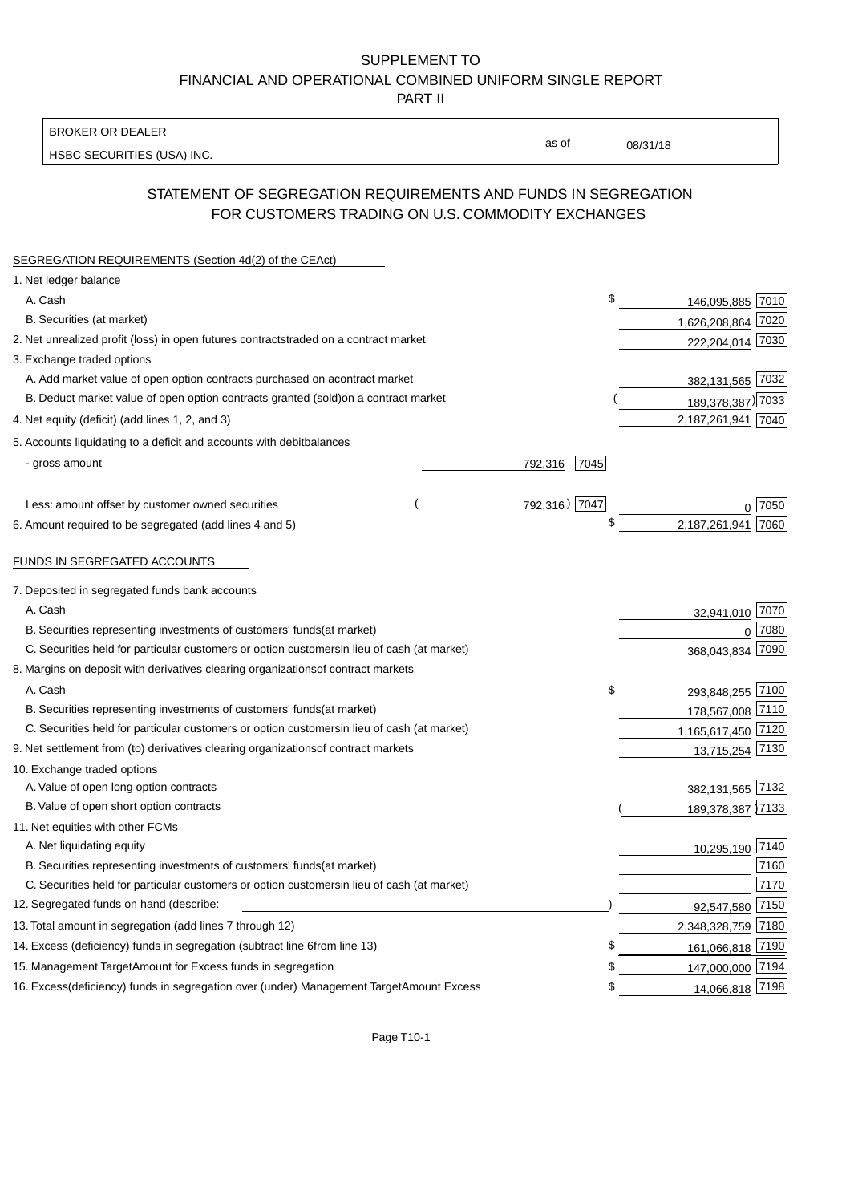SUPPLEMENT TO
FINANCIAL AND OPERATIONAL COMBINED UNIFORM SINGLE REPORT
PART II

BROKER OR DEALER
HSBC SECURITIES (USA) INC.

as of 08/31/18

## STATEMENT OF SEGREGATION REQUIREMENTS AND FUNDS IN SEGREGATION FOR CUSTOMERS TRADING ON U.S. COMMODITY EXCHANGES

SEGREGATION REQUIREMENTS (Section 4d(2) of the CEAct)

| | | | | |
|---|---|---|---|---|
| 1. Net ledger balance | | | | |
| A. Cash | | | $ 146,095,885 | 7010 |
| B. Securities (at market) | | | 1,626,208,864 | 7020 |
| 2. Net unrealized profit (loss) in open futures contracts traded on a contract market | | | 222,204,014 | 7030 |
| 3. Exchange traded options | | | | |
| A. Add market value of open option contracts purchased on a contract market | | | 382,131,565 | 7032 |
| B. Deduct market value of open option contracts granted (sold) on a contract market | | | (189,378,387) | 7033 |
| 4. Net equity (deficit) (add lines 1, 2, and 3) | | | 2,187,261,941 | 7040 |
| 5. Accounts liquidating to a deficit and accounts with debit balances | | | | |
| - gross amount | 792,316 | 7045 | | |
| Less: amount offset by customer owned securities | (792,316) | 7047 | 0 | 7050 |
| 6. Amount required to be segregated (add lines 4 and 5) | | | $ 2,187,261,941 | 7060 |

FUNDS IN SEGREGATED ACCOUNTS

| | | |
|---|---|---|
| 7. Deposited in segregated funds bank accounts | | |
| A. Cash | 32,941,010 | 7070 |
| B. Securities representing investments of customers' funds (at market) | 0 | 7080 |
| C. Securities held for particular customers or option customers in lieu of cash (at market) | 368,043,834 | 7090 |
| 8. Margins on deposit with derivatives clearing organizations of contract markets | | |
| A. Cash | $ 293,848,255 | 7100 |
| B. Securities representing investments of customers' funds (at market) | 178,567,008 | 7110 |
| C. Securities held for particular customers or option customers in lieu of cash (at market) | 1,165,617,450 | 7120 |
| 9. Net settlement from (to) derivatives clearing organizations of contract markets | 13,715,254 | 7130 |
| 10. Exchange traded options | | |
| A. Value of open long option contracts | 382,131,565 | 7132 |
| B. Value of open short option contracts | (189,378,387) | 7133 |
| 11. Net equities with other FCMs | | |
| A. Net liquidating equity | 10,295,190 | 7140 |
| B. Securities representing investments of customers' funds (at market) | | 7160 |
| C. Securities held for particular customers or option customers in lieu of cash (at market) | | 7170 |
| 12. Segregated funds on hand (describe: ) | 92,547,580 | 7150 |
| 13. Total amount in segregation (add lines 7 through 12) | 2,348,328,759 | 7180 |
| 14. Excess (deficiency) funds in segregation (subtract line 6 from line 13) | $ 161,066,818 | 7190 |
| 15. Management Target Amount for Excess funds in segregation | $ 147,000,000 | 7194 |
| 16. Excess (deficiency) funds in segregation over (under) Management Target Amount Excess | $ 14,066,818 | 7198 |

Page T10-1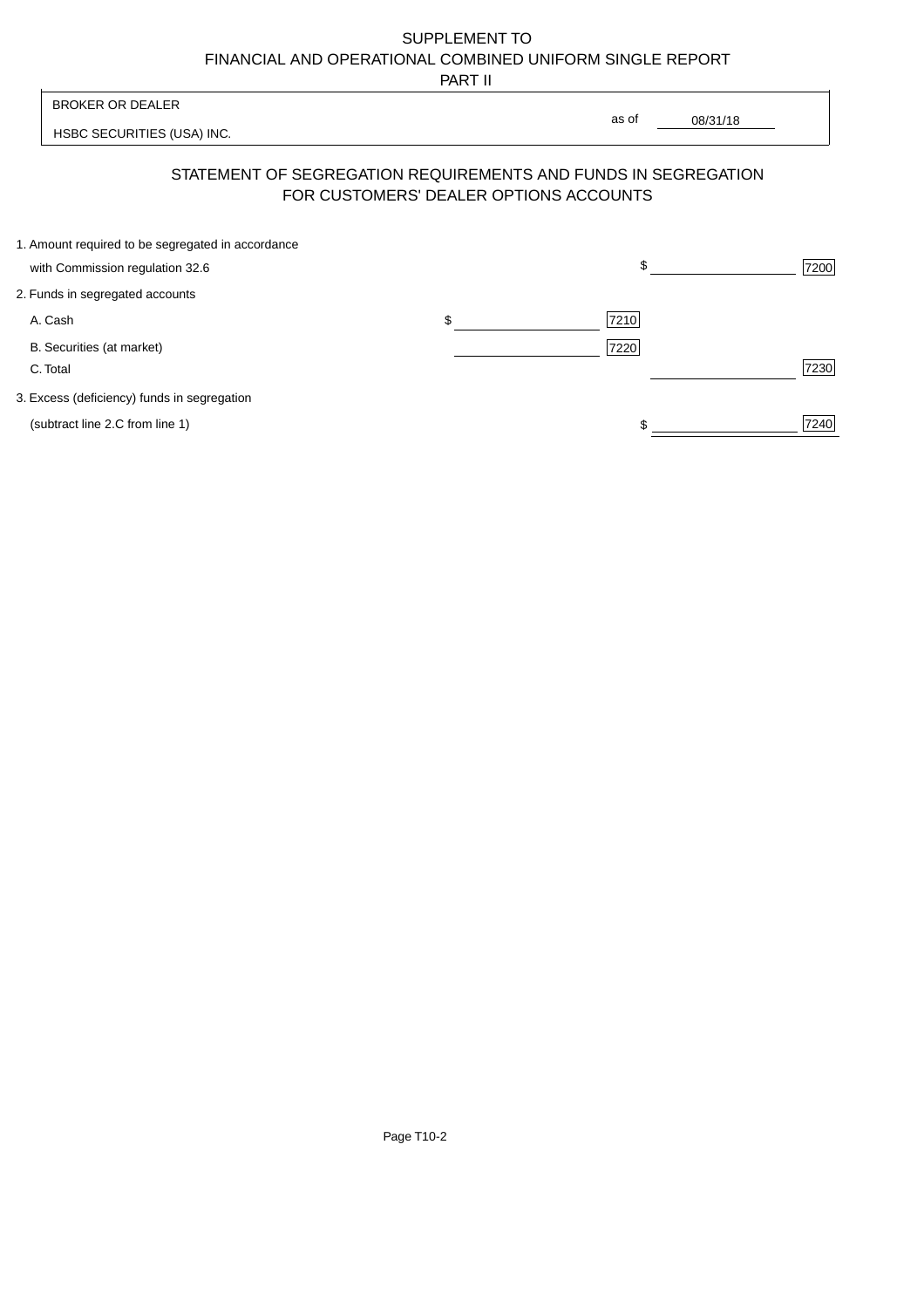SUPPLEMENT TO
FINANCIAL AND OPERATIONAL COMBINED UNIFORM SINGLE REPORT
PART II

| BROKER OR DEALER | |
|---|---|
| HSBC SECURITIES (USA) INC. | as of 08/31/18 |

## STATEMENT OF SEGREGATION REQUIREMENTS AND FUNDS IN SEGREGATION FOR CUSTOMERS' DEALER OPTIONS ACCOUNTS

| | | | | |
|---|---|---|---|---|
| 1. Amount required to be segregated in accordance with Commission regulation 32.6 | | | $ | 7200 |
| 2. Funds in segregated accounts | | | | |
| A. Cash | $ | 7210 | | |
| B. Securities (at market) | | 7220 | | |
| C. Total | | | | 7230 |
| 3. Excess (deficiency) funds in segregation (subtract line 2.C from line 1) | | | $ | 7240 |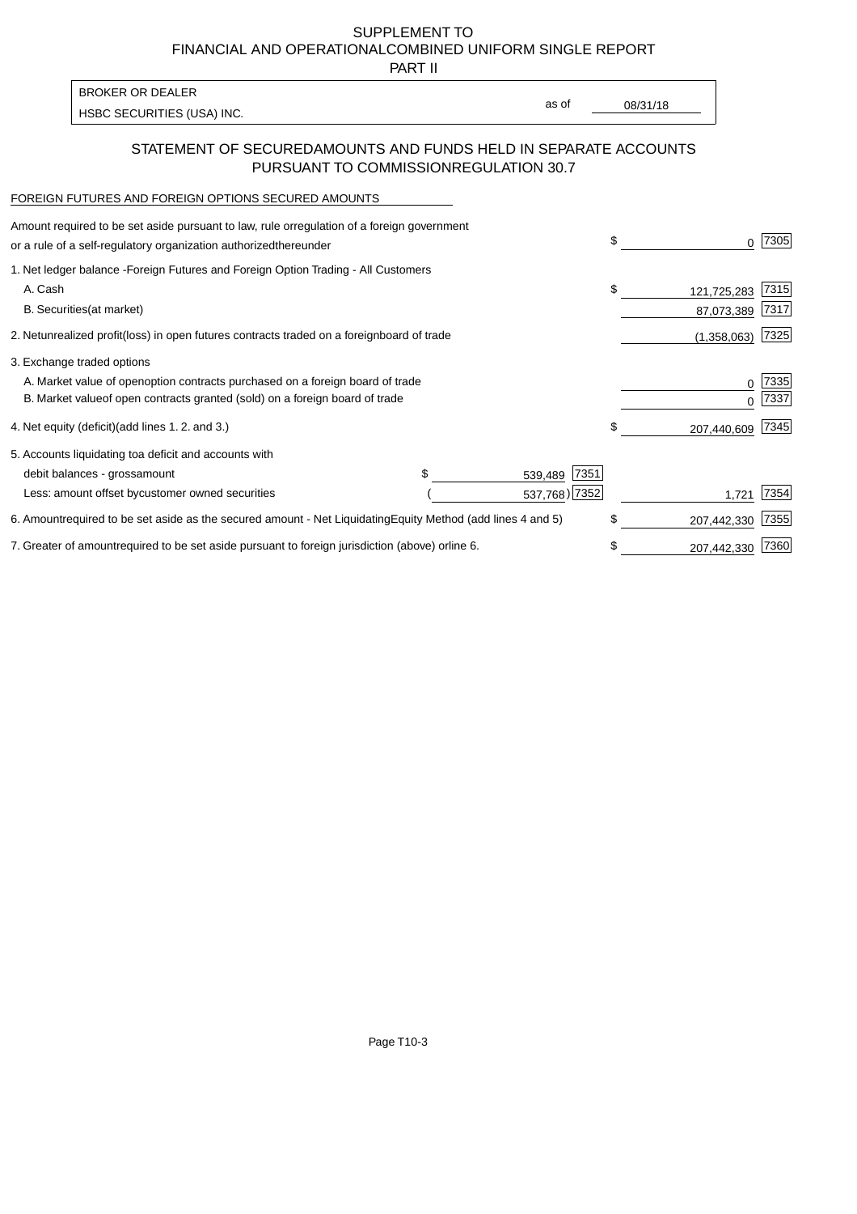SUPPLEMENT TO
FINANCIAL AND OPERATIONALCOMBINED UNIFORM SINGLE REPORT
PART II

| BROKER OR DEALER | | |
|---|---|---|
| HSBC SECURITIES (USA) INC. | as of | 08/31/18 |

## STATEMENT OF SECUREDAMOUNTS AND FUNDS HELD IN SEPARATE ACCOUNTS PURSUANT TO COMMISSIONREGULATION 30.7

FOREIGN FUTURES AND FOREIGN OPTIONS SECURED AMOUNTS

| | | | | |
|---|---|---|---|---|
| Amount required to be set aside pursuant to law, rule orregulation of a foreign government or a rule of a self-regulatory organization authorizedthereunder | | | $ 0 | 7305 |
| 1. Net ledger balance -Foreign Futures and Foreign Option Trading - All Customers | | | | |
| A. Cash | | | $ 121,725,283 | 7315 |
| B. Securities(at market) | | | 87,073,389 | 7317 |
| 2. Netunrealized profit(loss) in open futures contracts traded on a foreignboard of trade | | | (1,358,063) | 7325 |
| 3. Exchange traded options | | | | |
| A. Market value of openoption contracts purchased on a foreign board of trade | | | 0 | 7335 |
| B. Market valueof open contracts granted (sold) on a foreign board of trade | | | 0 | 7337 |
| 4. Net equity (deficit)(add lines 1. 2. and 3.) | | | $ 207,440,609 | 7345 |
| 5. Accounts liquidating toa deficit and accounts with | | | | |
| debit balances - grossamount | $ 539,489 | 7351 | | |
| Less: amount offset bycustomer owned securities | ( 537,768) | 7352 | 1,721 | 7354 |
| 6. Amountrequired to be set aside as the secured amount - Net LiquidatingEquity Method (add lines 4 and 5) | | | $ 207,442,330 | 7355 |
| 7. Greater of amountrequired to be set aside pursuant to foreign jurisdiction (above) orline 6. | | | $ 207,442,330 | 7360 |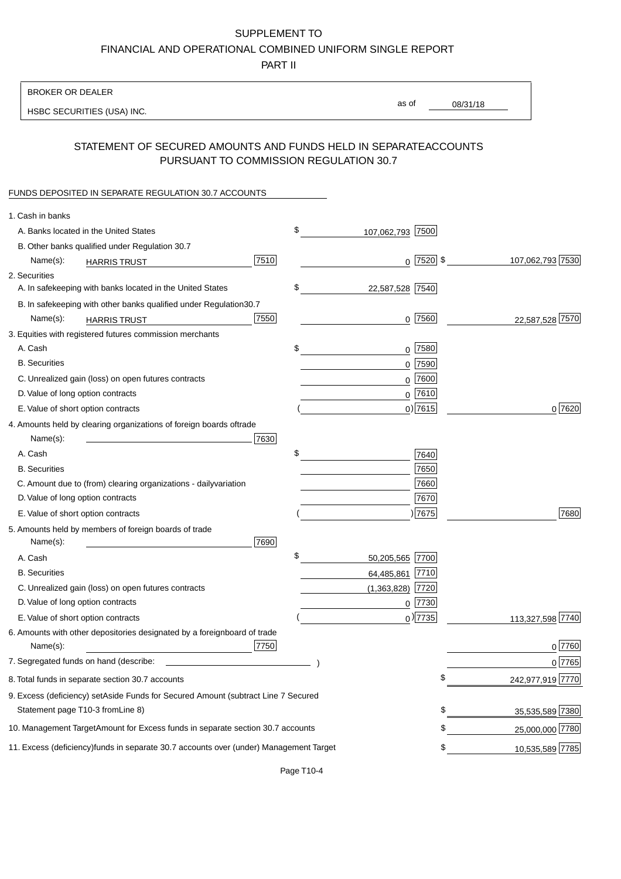SUPPLEMENT TO
FINANCIAL AND OPERATIONAL COMBINED UNIFORM SINGLE REPORT
PART II

| BROKER OR DEALER | | |
|---|---|---|
| HSBC SECURITIES (USA) INC. | as of | 08/31/18 |

## STATEMENT OF SECURED AMOUNTS AND FUNDS HELD IN SEPARATE ACCOUNTS PURSUANT TO COMMISSION REGULATION 30.7

FUNDS DEPOSITED IN SEPARATE REGULATION 30.7 ACCOUNTS

| | | | |
|---|---|---|---|
| 1. Cash in banks | | | |
| A. Banks located in the United States | | $ 107,062,793 [7500] | |
| B. Other banks qualified under Regulation 30.7 | | | |
| Name(s): HARRIS TRUST | [7510] | 0 [7520] | $ 107,062,793 [7530] |
| 2. Securities | | | |
| A. In safekeeping with banks located in the United States | | $ 22,587,528 [7540] | |
| B. In safekeeping with other banks qualified under Regulation 30.7 | | | |
| Name(s): HARRIS TRUST | [7550] | 0 [7560] | 22,587,528 [7570] |
| 3. Equities with registered futures commission merchants | | | |
| A. Cash | | $ 0 [7580] | |
| B. Securities | | 0 [7590] | |
| C. Unrealized gain (loss) on open futures contracts | | 0 [7600] | |
| D. Value of long option contracts | | 0 [7610] | |
| E. Value of short option contracts | | ( 0) [7615] | 0 [7620] |
| 4. Amounts held by clearing organizations of foreign boards of trade | | | |
| Name(s): | [7630] | | |
| A. Cash | | $ [7640] | |
| B. Securities | | [7650] | |
| C. Amount due to (from) clearing organizations - daily variation | | [7660] | |
| D. Value of long option contracts | | [7670] | |
| E. Value of short option contracts | | ( ) [7675] | [7680] |
| 5. Amounts held by members of foreign boards of trade | | | |
| Name(s): | [7690] | | |
| A. Cash | | $ 50,205,565 [7700] | |
| B. Securities | | 64,485,861 [7710] | |
| C. Unrealized gain (loss) on open futures contracts | | (1,363,828) [7720] | |
| D. Value of long option contracts | | 0 [7730] | |
| E. Value of short option contracts | | ( 0) [7735] | 113,327,598 [7740] |
| 6. Amounts with other depositories designated by a foreign board of trade | | | |
| Name(s): | [7750] | | 0 [7760] |
| 7. Segregated funds on hand (describe: ) | | | 0 [7765] |
| 8. Total funds in separate section 30.7 accounts | | | $ 242,977,919 [7770] |
| 9. Excess (deficiency) set Aside Funds for Secured Amount (subtract Line 7 Secured Statement page T10-3 from Line 8) | | | $ 35,535,589 [7380] |
| 10. Management Target Amount for Excess funds in separate section 30.7 accounts | | | $ 25,000,000 [7780] |
| 11. Excess (deficiency) funds in separate 30.7 accounts over (under) Management Target | | | $ 10,535,589 [7785] |

Page T10-4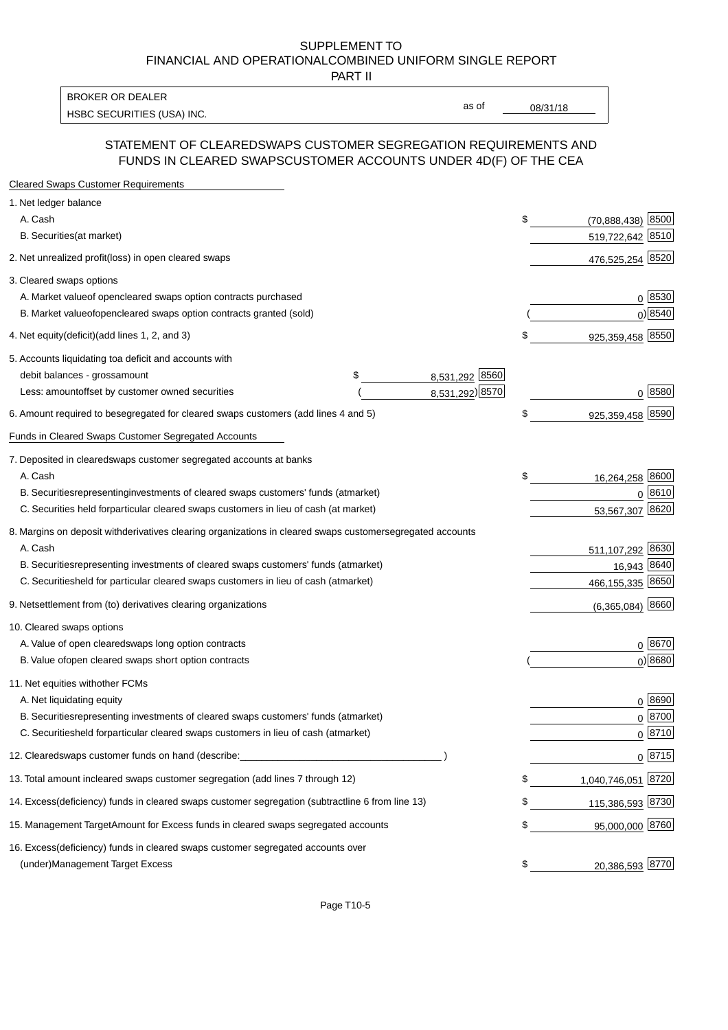SUPPLEMENT TO
FINANCIAL AND OPERATIONALCOMBINED UNIFORM SINGLE REPORT
PART II

| BROKER OR DEALER | | |
|---|---|---|
| HSBC SECURITIES (USA) INC. | as of | 08/31/18 |

## STATEMENT OF CLEAREDSWAPS CUSTOMER SEGREGATION REQUIREMENTS AND FUNDS IN CLEARED SWAPSCUSTOMER ACCOUNTS UNDER 4D(F) OF THE CEA

| | | | | |
|---|---|---|---|---|
| **Cleared Swaps Customer Requirements** | | | | |
| 1. Net ledger balance | | | | |
| A. Cash | | | $ (70,888,438) | 8500 |
| B. Securities(at market) | | | 519,722,642 | 8510 |
| 2. Net unrealized profit(loss) in open cleared swaps | | | 476,525,254 | 8520 |
| 3. Cleared swaps options | | | | |
| A. Market valueof opencleared swaps option contracts purchased | | | 0 | 8530 |
| B. Market valueofopencleared swaps option contracts granted (sold) | | | ( 0) | 8540 |
| 4. Net equity(deficit)(add lines 1, 2, and 3) | | | $ 925,359,458 | 8550 |
| 5. Accounts liquidating toa deficit and accounts with | | | | |
| debit balances - grossamount | $ 8,531,292 | 8560 | | |
| Less: amountoffset by customer owned securities | ( 8,531,292) | 8570 | 0 | 8580 |
| 6. Amount required to besegregated for cleared swaps customers (add lines 4 and 5) | | | $ 925,359,458 | 8590 |
| **Funds in Cleared Swaps Customer Segregated Accounts** | | | | |
| 7. Deposited in clearedswaps customer segregated accounts at banks | | | | |
| A. Cash | | | $ 16,264,258 | 8600 |
| B. Securitiesrepresentinginvestments of cleared swaps customers' funds (atmarket) | | | 0 | 8610 |
| C. Securities held forparticular cleared swaps customers in lieu of cash (at market) | | | 53,567,307 | 8620 |
| 8. Margins on deposit withderivatives clearing organizations in cleared swaps customersegregated accounts | | | | |
| A. Cash | | | 511,107,292 | 8630 |
| B. Securitiesrepresenting investments of cleared swaps customers' funds (atmarket) | | | 16,943 | 8640 |
| C. Securitiesheld for particular cleared swaps customers in lieu of cash (atmarket) | | | 466,155,335 | 8650 |
| 9. Netsettlement from (to) derivatives clearing organizations | | | (6,365,084) | 8660 |
| 10. Cleared swaps options | | | | |
| A. Value of open clearedswaps long option contracts | | | 0 | 8670 |
| B. Value ofopen cleared swaps short option contracts | | | ( 0) | 8680 |
| 11. Net equities withother FCMs | | | | |
| A. Net liquidating equity | | | 0 | 8690 |
| B. Securitiesrepresenting investments of cleared swaps customers' funds (atmarket) | | | 0 | 8700 |
| C. Securitiesheld forparticular cleared swaps customers in lieu of cash (atmarket) | | | 0 | 8710 |
| 12. Clearedswaps customer funds on hand (describe:_______________ ) | | | 0 | 8715 |
| 13. Total amount incleared swaps customer segregation (add lines 7 through 12) | | | $ 1,040,746,051 | 8720 |
| 14. Excess(deficiency) funds in cleared swaps customer segregation (subtractline 6 from line 13) | | | $ 115,386,593 | 8730 |
| 15. Management TargetAmount for Excess funds in cleared swaps segregated accounts | | | $ 95,000,000 | 8760 |
| 16. Excess(deficiency) funds in cleared swaps customer segregated accounts over (under)Management Target Excess | | | $ 20,386,593 | 8770 |

Page T10-5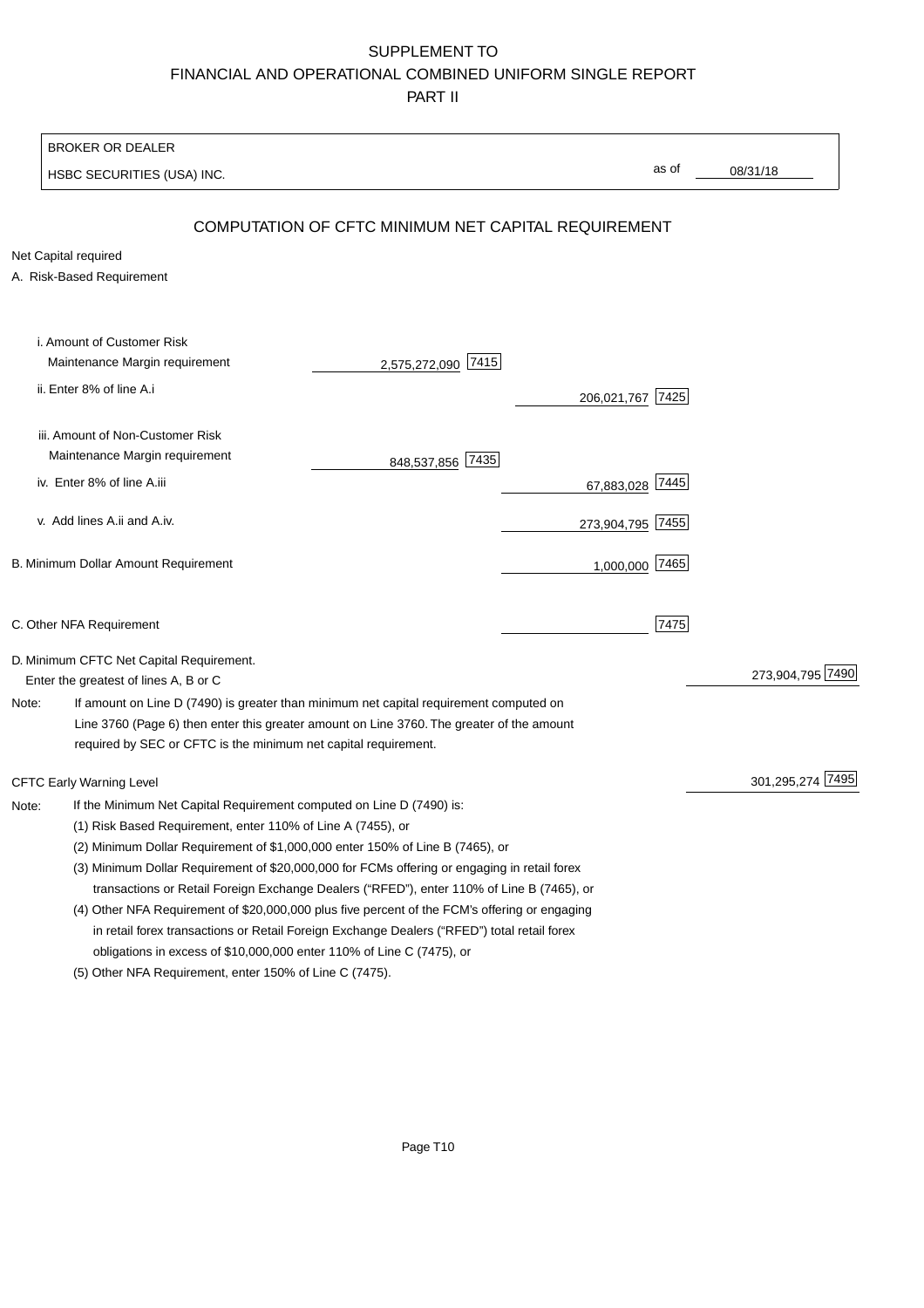# SUPPLEMENT TO
# FINANCIAL AND OPERATIONAL COMBINED UNIFORM SINGLE REPORT
## PART II

| | |
|---|---|
| BROKER OR DEALER | |
| HSBC SECURITIES (USA) INC. | as of 08/31/18 |

## COMPUTATION OF CFTC MINIMUM NET CAPITAL REQUIREMENT

Net Capital required

A. Risk-Based Requirement

| | | | |
|---|---|---|---|
| i. Amount of Customer Risk Maintenance Margin requirement | 2,575,272,090 [7415] | | |
| ii. Enter 8% of line A.i | | 206,021,767 [7425] | |
| iii. Amount of Non-Customer Risk Maintenance Margin requirement | 848,537,856 [7435] | | |
| iv. Enter 8% of line A.iii | | 67,883,028 [7445] | |
| v. Add lines A.ii and A.iv. | | 273,904,795 [7455] | |
| B. Minimum Dollar Amount Requirement | | 1,000,000 [7465] | |
| C. Other NFA Requirement | | [7475] | |
| D. Minimum CFTC Net Capital Requirement. Enter the greatest of lines A, B or C | | | 273,904,795 [7490] |

Note: If amount on Line D (7490) is greater than minimum net capital requirement computed on Line 3760 (Page 6) then enter this greater amount on Line 3760. The greater of the amount required by SEC or CFTC is the minimum net capital requirement.

CFTC Early Warning Level 301,295,274 [7495]

Note: If the Minimum Net Capital Requirement computed on Line D (7490) is:

(1) Risk Based Requirement, enter 110% of Line A (7455), or

(2) Minimum Dollar Requirement of $1,000,000 enter 150% of Line B (7465), or

(3) Minimum Dollar Requirement of $20,000,000 for FCMs offering or engaging in retail forex transactions or Retail Foreign Exchange Dealers ("RFED"), enter 110% of Line B (7465), or

(4) Other NFA Requirement of $20,000,000 plus five percent of the FCM's offering or engaging in retail forex transactions or Retail Foreign Exchange Dealers ("RFED") total retail forex obligations in excess of $10,000,000 enter 110% of Line C (7475), or

(5) Other NFA Requirement, enter 150% of Line C (7475).